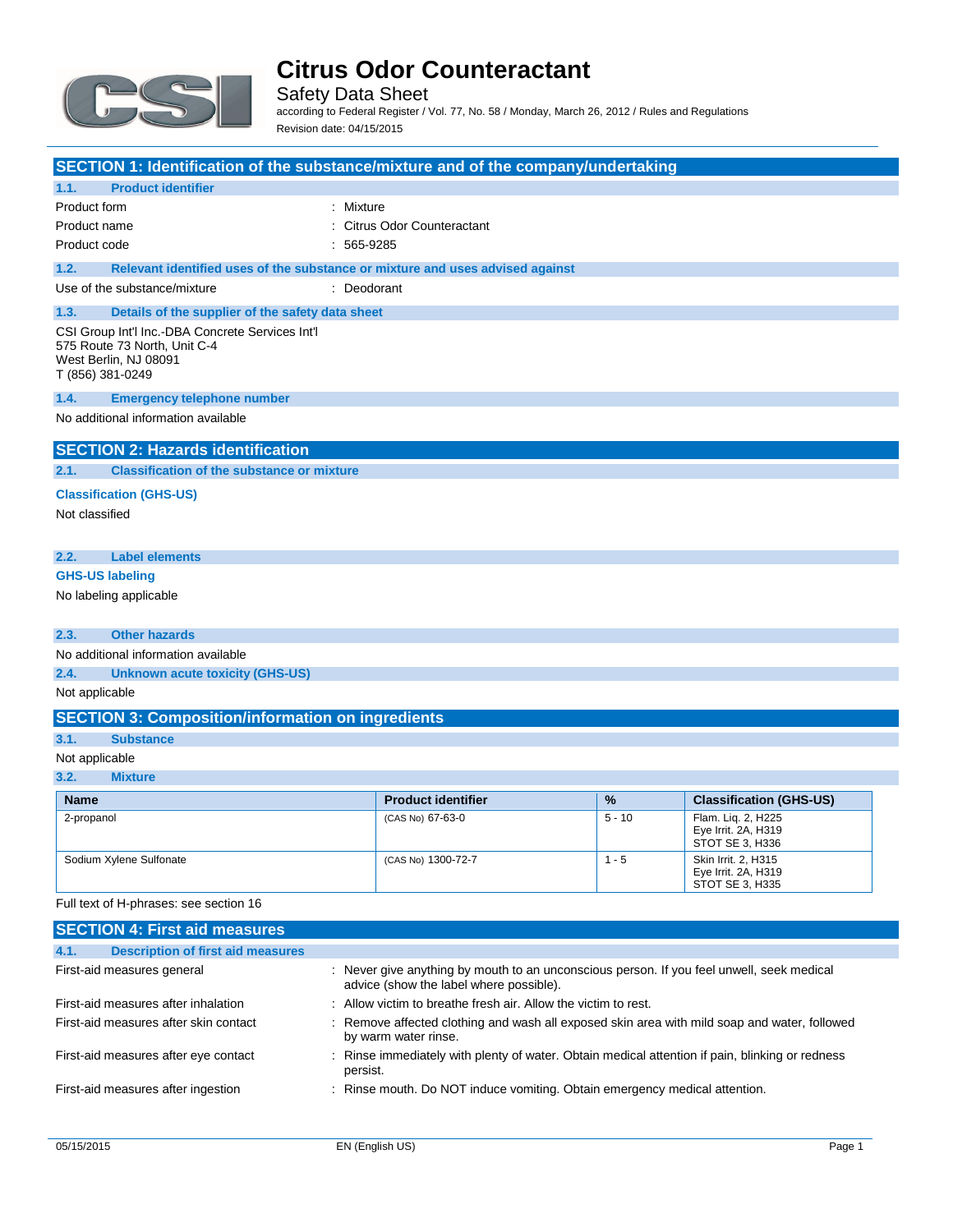# Citrus Odor Counteractant

## Safety Data Sheet

according to Federal Register / Vol. 77, No. 58 / Monday, March 26, 2012 / Rules and Regulations

Revision date: 04/15/2015

## SECTION 1: Identification of the substance/mixture and of the company/undertaking

### 1.1. Product identifier

| | |
|---|---|
| Product form | : Mixture |
| Product name | : Citrus Odor Counteractant |
| Product code | : 565-9285 |

### 1.2. Relevant identified uses of the substance or mixture and uses advised against

| | |
|---|---|
| Use of the substance/mixture | : Deodorant |

### 1.3. Details of the supplier of the safety data sheet

CSI Group Int'l Inc.-DBA Concrete Services Int'l
575 Route 73 North, Unit C-4
West Berlin, NJ 08091
T (856) 381-0249

### 1.4. Emergency telephone number

No additional information available

## SECTION 2: Hazards identification

### 2.1. Classification of the substance or mixture

**Classification (GHS-US)**

Not classified

### 2.2. Label elements

**GHS-US labeling**

No labeling applicable

### 2.3. Other hazards

No additional information available

### 2.4. Unknown acute toxicity (GHS-US)

Not applicable

## SECTION 3: Composition/information on ingredients

### 3.1. Substance

Not applicable

### 3.2. Mixture

| Name | Product identifier | % | Classification (GHS-US) |
|---|---|---|---|
| 2-propanol | (CAS No) 67-63-0 | 5 - 10 | Flam. Liq. 2, H225<br>Eye Irrit. 2A, H319<br>STOT SE 3, H336 |
| Sodium Xylene Sulfonate | (CAS No) 1300-72-7 | 1 - 5 | Skin Irrit. 2, H315<br>Eye Irrit. 2A, H319<br>STOT SE 3, H335 |

Full text of H-phrases: see section 16

## SECTION 4: First aid measures

### 4.1. Description of first aid measures

| | |
|---|---|
| First-aid measures general | : Never give anything by mouth to an unconscious person. If you feel unwell, seek medical advice (show the label where possible). |
| First-aid measures after inhalation | : Allow victim to breathe fresh air. Allow the victim to rest. |
| First-aid measures after skin contact | : Remove affected clothing and wash all exposed skin area with mild soap and water, followed by warm water rinse. |
| First-aid measures after eye contact | : Rinse immediately with plenty of water. Obtain medical attention if pain, blinking or redness persist. |
| First-aid measures after ingestion | : Rinse mouth. Do NOT induce vomiting. Obtain emergency medical attention. |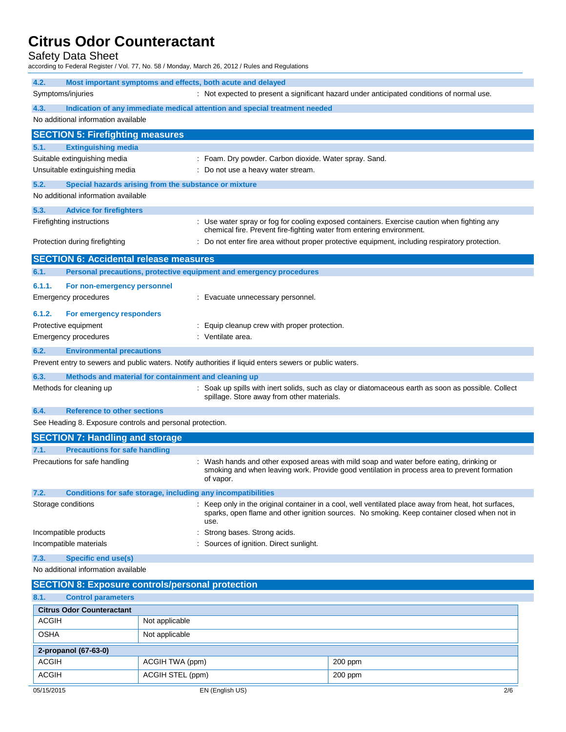### 4.2. Most important symptoms and effects, both acute and delayed

Symptoms/injuries : Not expected to present a significant hazard under anticipated conditions of normal use.

### 4.3. Indication of any immediate medical attention and special treatment needed

No additional information available

## SECTION 5: Firefighting measures

### 5.1. Extinguishing media

Suitable extinguishing media : Foam. Dry powder. Carbon dioxide. Water spray. Sand.

Unsuitable extinguishing media : Do not use a heavy water stream.

### 5.2. Special hazards arising from the substance or mixture

No additional information available

### 5.3. Advice for firefighters

Firefighting instructions : Use water spray or fog for cooling exposed containers. Exercise caution when fighting any chemical fire. Prevent fire-fighting water from entering environment.

Protection during firefighting : Do not enter fire area without proper protective equipment, including respiratory protection.

## SECTION 6: Accidental release measures

### 6.1. Personal precautions, protective equipment and emergency procedures

#### 6.1.1. For non-emergency personnel

Emergency procedures : Evacuate unnecessary personnel.

#### 6.1.2. For emergency responders

Protective equipment : Equip cleanup crew with proper protection.

Emergency procedures : Ventilate area.

### 6.2. Environmental precautions

Prevent entry to sewers and public waters. Notify authorities if liquid enters sewers or public waters.

### 6.3. Methods and material for containment and cleaning up

Methods for cleaning up : Soak up spills with inert solids, such as clay or diatomaceous earth as soon as possible. Collect spillage. Store away from other materials.

### 6.4. Reference to other sections

See Heading 8. Exposure controls and personal protection.

## SECTION 7: Handling and storage

### 7.1. Precautions for safe handling

Precautions for safe handling : Wash hands and other exposed areas with mild soap and water before eating, drinking or smoking and when leaving work. Provide good ventilation in process area to prevent formation of vapor.

### 7.2. Conditions for safe storage, including any incompatibilities

Storage conditions : Keep only in the original container in a cool, well ventilated place away from heat, hot surfaces, sparks, open flame and other ignition sources. No smoking. Keep container closed when not in use.

Incompatible products : Strong bases. Strong acids.

Incompatible materials : Sources of ignition. Direct sunlight.

### 7.3. Specific end use(s)

No additional information available

## SECTION 8: Exposure controls/personal protection

### 8.1. Control parameters

| Citrus Odor Counteractant | | |
|---|---|---|
| ACGIH | Not applicable | |
| OSHA | Not applicable | |
| **2-propanol (67-63-0)** | | |
| ACGIH | ACGIH TWA (ppm) | 200 ppm |
| ACGIH | ACGIH STEL (ppm) | 200 ppm |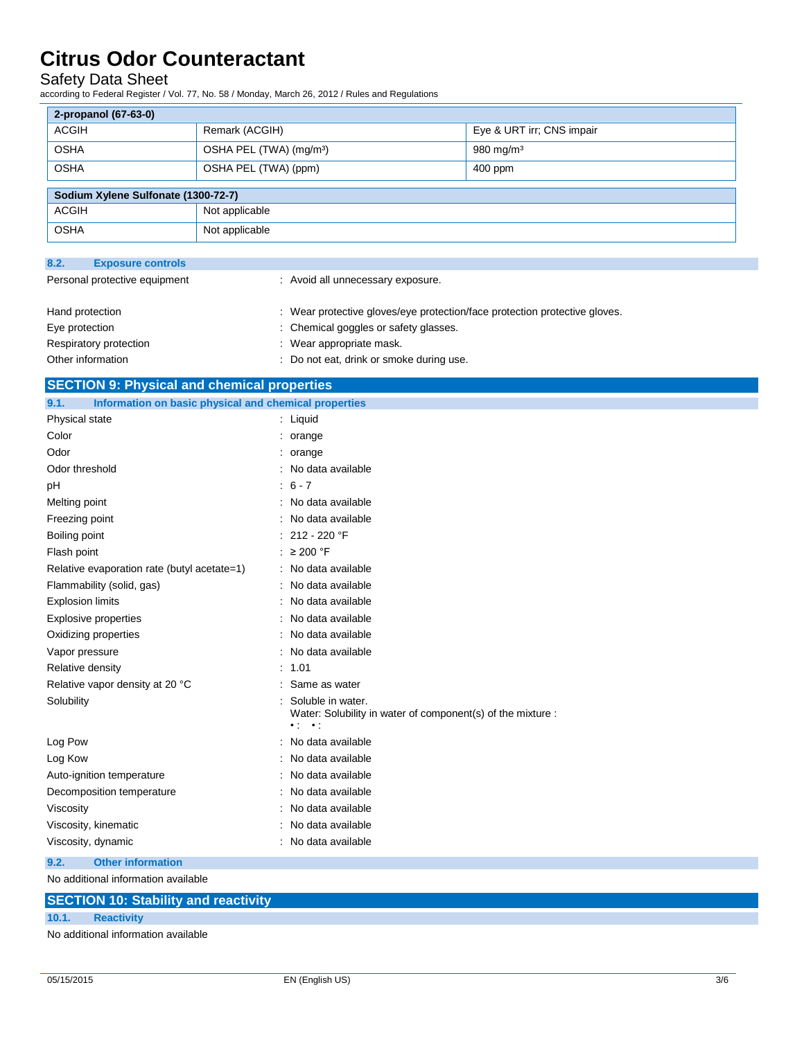| 2-propanol (67-63-0) | | |
|---|---|---|
| ACGIH | Remark (ACGIH) | Eye & URT irr; CNS impair |
| OSHA | OSHA PEL (TWA) (mg/m³) | 980 mg/m³ |
| OSHA | OSHA PEL (TWA) (ppm) | 400 ppm |

| Sodium Xylene Sulfonate (1300-72-7) | |
|---|---|
| ACGIH | Not applicable |
| OSHA | Not applicable |

### 8.2. Exposure controls

Personal protective equipment : Avoid all unnecessary exposure.

Hand protection : Wear protective gloves/eye protection/face protection protective gloves.

Eye protection : Chemical goggles or safety glasses.

Respiratory protection : Wear appropriate mask.

Other information : Do not eat, drink or smoke during use.

## SECTION 9: Physical and chemical properties

### 9.1. Information on basic physical and chemical properties

Physical state : Liquid

Color : orange

Odor : orange

Odor threshold : No data available

pH : 6 - 7

Melting point : No data available

Freezing point : No data available

Boiling point : 212 - 220 °F

Flash point : ≥ 200 °F

Relative evaporation rate (butyl acetate=1) : No data available

Flammability (solid, gas) : No data available

Explosion limits : No data available

Explosive properties : No data available

Oxidizing properties : No data available

Vapor pressure : No data available

Relative density : 1.01

Relative vapor density at 20 °C : Same as water

Solubility : Soluble in water.
Water: Solubility in water of component(s) of the mixture :
• : • :

Log Pow : No data available

Log Kow : No data available

Auto-ignition temperature : No data available

Decomposition temperature : No data available

Viscosity : No data available

Viscosity, kinematic : No data available

Viscosity, dynamic : No data available

### 9.2. Other information

No additional information available

## SECTION 10: Stability and reactivity

### 10.1. Reactivity

No additional information available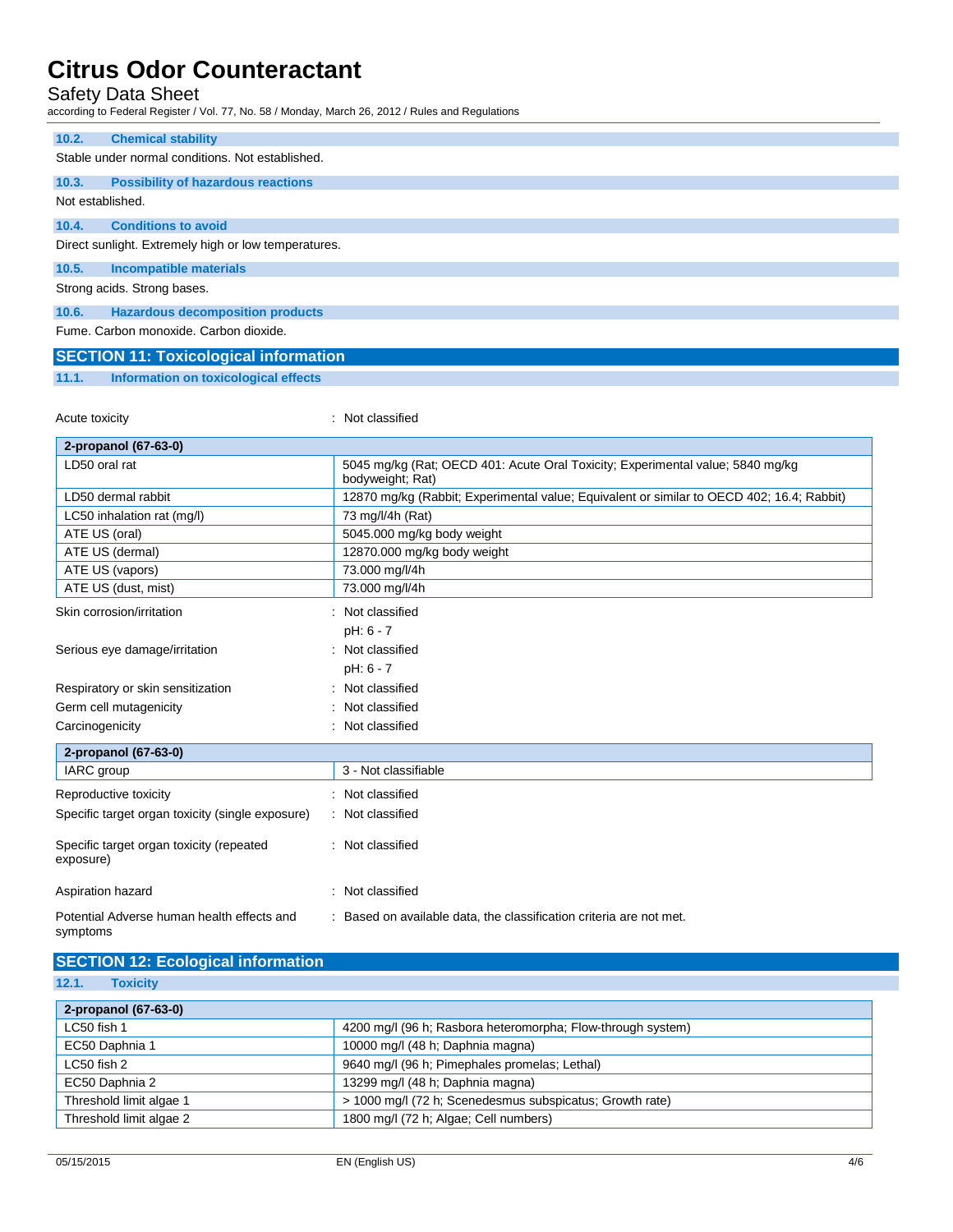### 10.2. Chemical stability

Stable under normal conditions. Not established.

### 10.3. Possibility of hazardous reactions

Not established.

### 10.4. Conditions to avoid

Direct sunlight. Extremely high or low temperatures.

### 10.5. Incompatible materials

Strong acids. Strong bases.

### 10.6. Hazardous decomposition products

Fume. Carbon monoxide. Carbon dioxide.

## SECTION 11: Toxicological information

### 11.1. Information on toxicological effects

Acute toxicity : Not classified

| 2-propanol (67-63-0) | |
|---|---|
| LD50 oral rat | 5045 mg/kg (Rat; OECD 401: Acute Oral Toxicity; Experimental value; 5840 mg/kg bodyweight; Rat) |
| LD50 dermal rabbit | 12870 mg/kg (Rabbit; Experimental value; Equivalent or similar to OECD 402; 16.4; Rabbit) |
| LC50 inhalation rat (mg/l) | 73 mg/l/4h (Rat) |
| ATE US (oral) | 5045.000 mg/kg body weight |
| ATE US (dermal) | 12870.000 mg/kg body weight |
| ATE US (vapors) | 73.000 mg/l/4h |
| ATE US (dust, mist) | 73.000 mg/l/4h |

Skin corrosion/irritation : Not classified

pH: 6 - 7

Serious eye damage/irritation : Not classified

pH: 6 - 7

Respiratory or skin sensitization : Not classified

Germ cell mutagenicity : Not classified

Carcinogenicity : Not classified

| 2-propanol (67-63-0) | |
|---|---|
| IARC group | 3 - Not classifiable |

Reproductive toxicity : Not classified

Specific target organ toxicity (single exposure) : Not classified

Specific target organ toxicity (repeated exposure) : Not classified

Aspiration hazard : Not classified

Potential Adverse human health effects and symptoms : Based on available data, the classification criteria are not met.

## SECTION 12: Ecological information

### 12.1. Toxicity

| 2-propanol (67-63-0) | |
|---|---|
| LC50 fish 1 | 4200 mg/l (96 h; Rasbora heteromorpha; Flow-through system) |
| EC50 Daphnia 1 | 10000 mg/l (48 h; Daphnia magna) |
| LC50 fish 2 | 9640 mg/l (96 h; Pimephales promelas; Lethal) |
| EC50 Daphnia 2 | 13299 mg/l (48 h; Daphnia magna) |
| Threshold limit algae 1 | > 1000 mg/l (72 h; Scenedesmus subspicatus; Growth rate) |
| Threshold limit algae 2 | 1800 mg/l (72 h; Algae; Cell numbers) |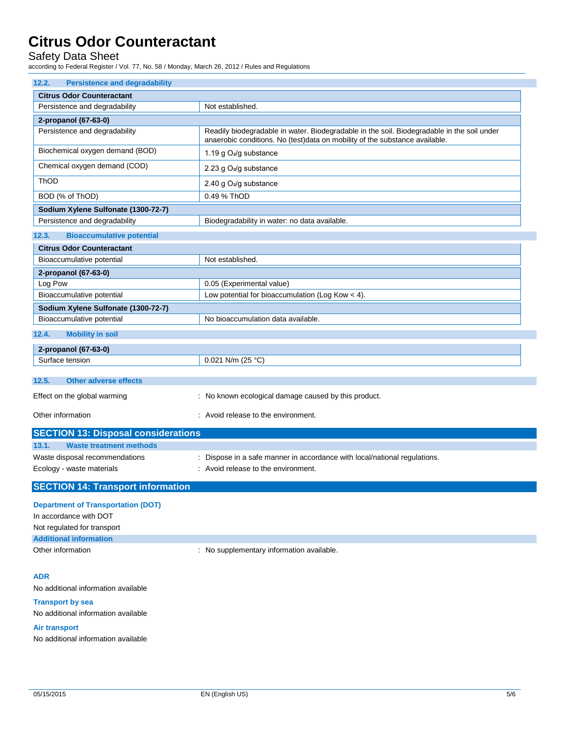### 12.2. Persistence and degradability

| Citrus Odor Counteractant | |
|---|---|
| Persistence and degradability | Not established. |
| **2-propanol (67-63-0)** | |
| Persistence and degradability | Readily biodegradable in water. Biodegradable in the soil. Biodegradable in the soil under anaerobic conditions. No (test)data on mobility of the substance available. |
| Biochemical oxygen demand (BOD) | 1.19 g $O_2$/g substance |
| Chemical oxygen demand (COD) | 2.23 g $O_2$/g substance |
| ThOD | 2.40 g $O_2$/g substance |
| BOD (% of ThOD) | 0.49 % ThOD |
| **Sodium Xylene Sulfonate (1300-72-7)** | |
| Persistence and degradability | Biodegradability in water: no data available. |

### 12.3. Bioaccumulative potential

| Citrus Odor Counteractant | |
|---|---|
| Bioaccumulative potential | Not established. |
| **2-propanol (67-63-0)** | |
| Log Pow | 0.05 (Experimental value) |
| Bioaccumulative potential | Low potential for bioaccumulation (Log Kow < 4). |
| **Sodium Xylene Sulfonate (1300-72-7)** | |
| Bioaccumulative potential | No bioaccumulation data available. |

### 12.4. Mobility in soil

| 2-propanol (67-63-0) | |
|---|---|
| Surface tension | 0.021 N/m (25 °C) |

### 12.5. Other adverse effects

Effect on the global warming : No known ecological damage caused by this product.

Other information : Avoid release to the environment.

## SECTION 13: Disposal considerations

### 13.1. Waste treatment methods

Waste disposal recommendations : Dispose in a safe manner in accordance with local/national regulations.

Ecology - waste materials : Avoid release to the environment.

## SECTION 14: Transport information

**Department of Transportation (DOT)**

In accordance with DOT

Not regulated for transport

**Additional information**

Other information : No supplementary information available.

**ADR**

No additional information available

**Transport by sea**

No additional information available

**Air transport**

No additional information available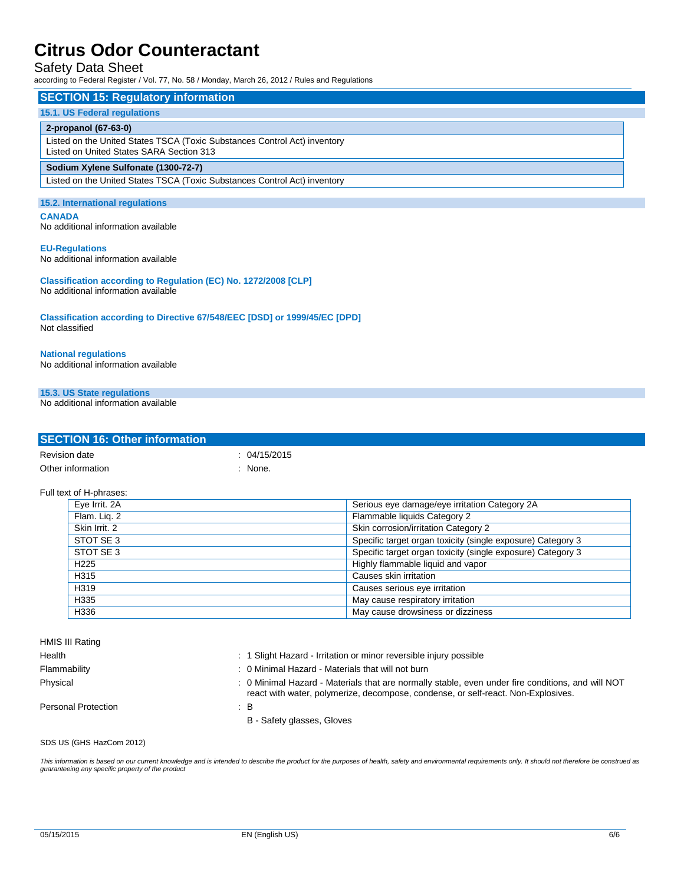## SECTION 15: Regulatory information

### 15.1. US Federal regulations

**2-propanol (67-63-0)**

Listed on the United States TSCA (Toxic Substances Control Act) inventory
Listed on United States SARA Section 313

**Sodium Xylene Sulfonate (1300-72-7)**

Listed on the United States TSCA (Toxic Substances Control Act) inventory

### 15.2. International regulations

**CANADA**

No additional information available

**EU-Regulations**

No additional information available

**Classification according to Regulation (EC) No. 1272/2008 [CLP]**

No additional information available

**Classification according to Directive 67/548/EEC [DSD] or 1999/45/EC [DPD]**

Not classified

**National regulations**

No additional information available

### 15.3. US State regulations

No additional information available

## SECTION 16: Other information

Revision date : 04/15/2015

Other information : None.

Full text of H-phrases:

| | |
|---|---|
| Eye Irrit. 2A | Serious eye damage/eye irritation Category 2A |
| Flam. Liq. 2 | Flammable liquids Category 2 |
| Skin Irrit. 2 | Skin corrosion/irritation Category 2 |
| STOT SE 3 | Specific target organ toxicity (single exposure) Category 3 |
| STOT SE 3 | Specific target organ toxicity (single exposure) Category 3 |
| H225 | Highly flammable liquid and vapor |
| H315 | Causes skin irritation |
| H319 | Causes serious eye irritation |
| H335 | May cause respiratory irritation |
| H336 | May cause drowsiness or dizziness |

HMIS III Rating

Health : 1 Slight Hazard - Irritation or minor reversible injury possible

Flammability : 0 Minimal Hazard - Materials that will not burn

Physical : 0 Minimal Hazard - Materials that are normally stable, even under fire conditions, and will NOT react with water, polymerize, decompose, condense, or self-react. Non-Explosives.

Personal Protection : B

B - Safety glasses, Gloves

SDS US (GHS HazCom 2012)

*This information is based on our current knowledge and is intended to describe the product for the purposes of health, safety and environmental requirements only. It should not therefore be construed as guaranteeing any specific property of the product*